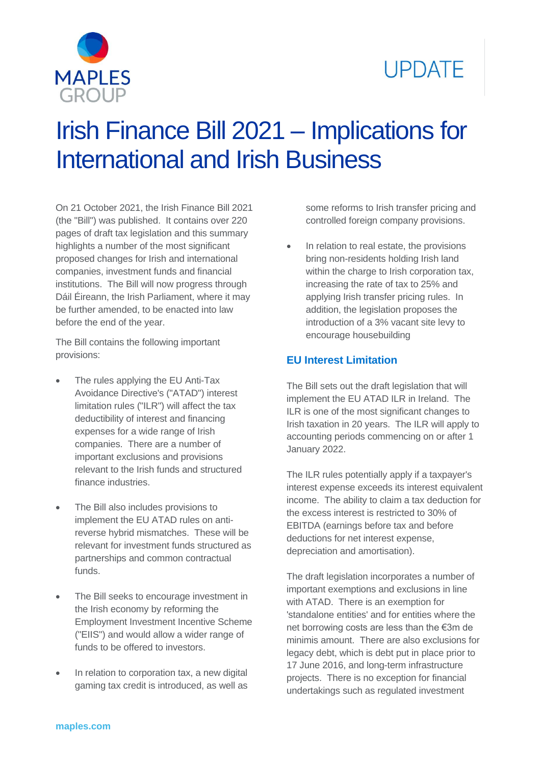UPDATE

# Irish Finance Bill 2021 – Implications for International and Irish Business

On 21 October 2021, the Irish Finance Bill 2021 (the "Bill") was published. It contains over 220 pages of draft tax legislation and this summary highlights a number of the most significant proposed changes for Irish and international companies, investment funds and financial institutions. The Bill will now progress through Dáil Éireann, the Irish Parliament, where it may be further amended, to be enacted into law before the end of the year.

The Bill contains the following important provisions:

- The rules applying the EU Anti-Tax Avoidance Directive's ("ATAD") interest limitation rules ("ILR") will affect the tax deductibility of interest and financing expenses for a wide range of Irish companies. There are a number of important exclusions and provisions relevant to the Irish funds and structured finance industries.
- The Bill also includes provisions to implement the EU ATAD rules on anti-reverse hybrid mismatches. These will be relevant for investment funds structured as partnerships and common contractual funds.
- The Bill seeks to encourage investment in the Irish economy by reforming the Employment Investment Incentive Scheme ("EIIS") and would allow a wider range of funds to be offered to investors.
- In relation to corporation tax, a new digital gaming tax credit is introduced, as well as some reforms to Irish transfer pricing and controlled foreign company provisions.
- In relation to real estate, the provisions bring non-residents holding Irish land within the charge to Irish corporation tax, increasing the rate of tax to 25% and applying Irish transfer pricing rules. In addition, the legislation proposes the introduction of a 3% vacant site levy to encourage housebuilding

## EU Interest Limitation

The Bill sets out the draft legislation that will implement the EU ATAD ILR in Ireland. The ILR is one of the most significant changes to Irish taxation in 20 years. The ILR will apply to accounting periods commencing on or after 1 January 2022.

The ILR rules potentially apply if a taxpayer's interest expense exceeds its interest equivalent income. The ability to claim a tax deduction for the excess interest is restricted to 30% of EBITDA (earnings before tax and before deductions for net interest expense, depreciation and amortisation).

The draft legislation incorporates a number of important exemptions and exclusions in line with ATAD. There is an exemption for 'standalone entities' and for entities where the net borrowing costs are less than the €3m de minimis amount. There are also exclusions for legacy debt, which is debt put in place prior to 17 June 2016, and long-term infrastructure projects. There is no exception for financial undertakings such as regulated investment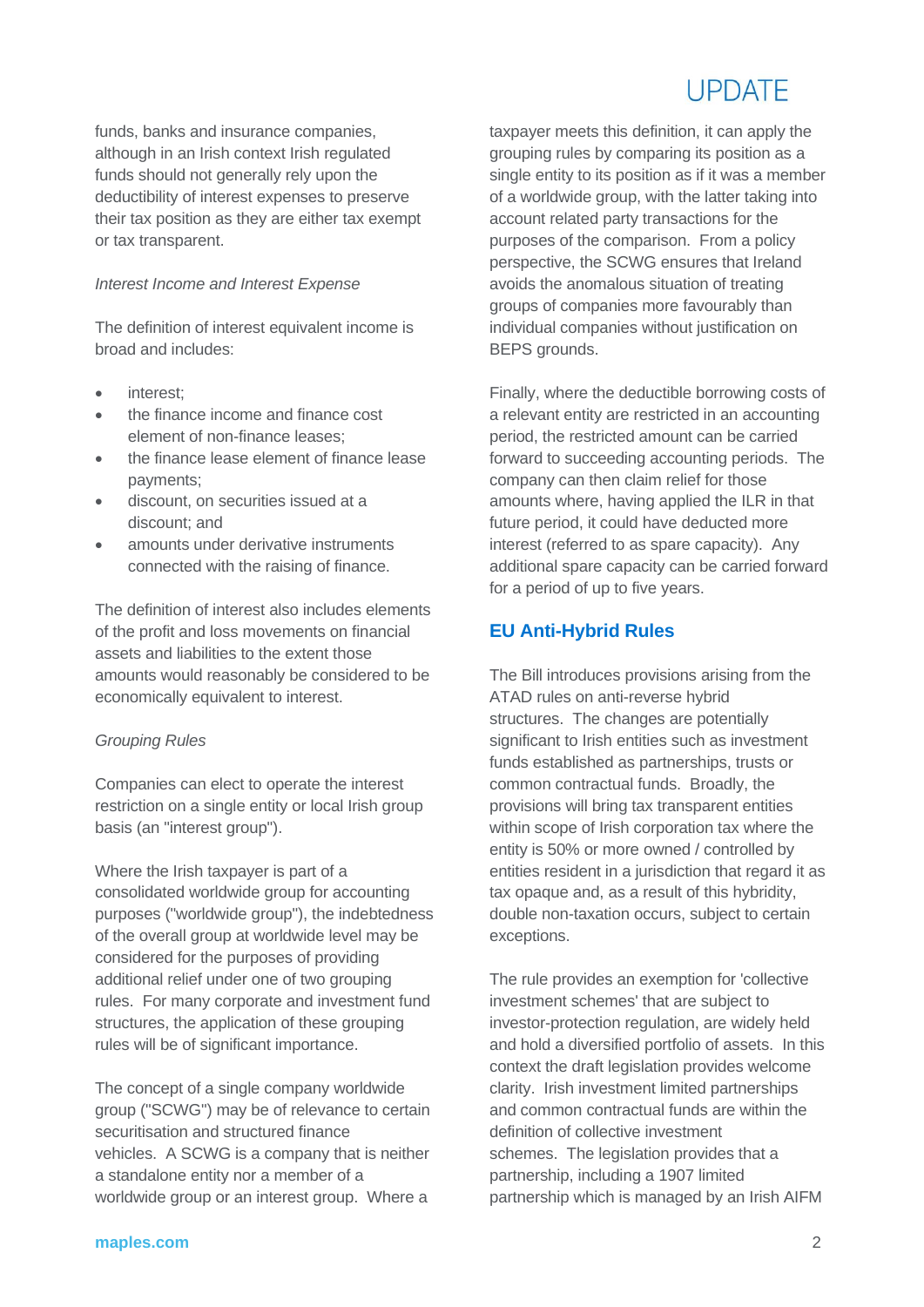funds, banks and insurance companies, although in an Irish context Irish regulated funds should not generally rely upon the deductibility of interest expenses to preserve their tax position as they are either tax exempt or tax transparent.

*Interest Income and Interest Expense*

The definition of interest equivalent income is broad and includes:

- interest;
- the finance income and finance cost element of non-finance leases;
- the finance lease element of finance lease payments;
- discount, on securities issued at a discount; and
- amounts under derivative instruments connected with the raising of finance.

The definition of interest also includes elements of the profit and loss movements on financial assets and liabilities to the extent those amounts would reasonably be considered to be economically equivalent to interest.

*Grouping Rules*

Companies can elect to operate the interest restriction on a single entity or local Irish group basis (an "interest group").

Where the Irish taxpayer is part of a consolidated worldwide group for accounting purposes ("worldwide group"), the indebtedness of the overall group at worldwide level may be considered for the purposes of providing additional relief under one of two grouping rules. For many corporate and investment fund structures, the application of these grouping rules will be of significant importance.

The concept of a single company worldwide group ("SCWG") may be of relevance to certain securitisation and structured finance vehicles. A SCWG is a company that is neither a standalone entity nor a member of a worldwide group or an interest group. Where a taxpayer meets this definition, it can apply the grouping rules by comparing its position as a single entity to its position as if it was a member of a worldwide group, with the latter taking into account related party transactions for the purposes of the comparison. From a policy perspective, the SCWG ensures that Ireland avoids the anomalous situation of treating groups of companies more favourably than individual companies without justification on BEPS grounds.

Finally, where the deductible borrowing costs of a relevant entity are restricted in an accounting period, the restricted amount can be carried forward to succeeding accounting periods. The company can then claim relief for those amounts where, having applied the ILR in that future period, it could have deducted more interest (referred to as spare capacity). Any additional spare capacity can be carried forward for a period of up to five years.

## EU Anti-Hybrid Rules

The Bill introduces provisions arising from the ATAD rules on anti-reverse hybrid structures. The changes are potentially significant to Irish entities such as investment funds established as partnerships, trusts or common contractual funds. Broadly, the provisions will bring tax transparent entities within scope of Irish corporation tax where the entity is 50% or more owned / controlled by entities resident in a jurisdiction that regard it as tax opaque and, as a result of this hybridity, double non-taxation occurs, subject to certain exceptions.

The rule provides an exemption for 'collective investment schemes' that are subject to investor-protection regulation, are widely held and hold a diversified portfolio of assets. In this context the draft legislation provides welcome clarity. Irish investment limited partnerships and common contractual funds are within the definition of collective investment schemes. The legislation provides that a partnership, including a 1907 limited partnership which is managed by an Irish AIFM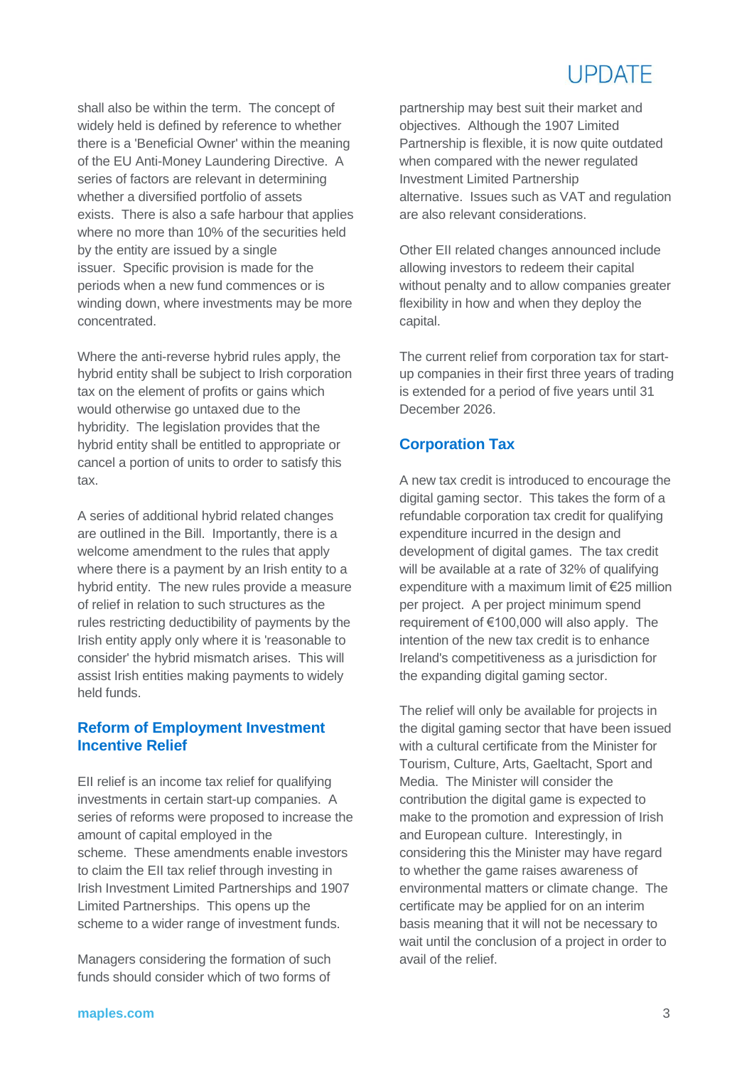shall also be within the term. The concept of widely held is defined by reference to whether there is a 'Beneficial Owner' within the meaning of the EU Anti-Money Laundering Directive. A series of factors are relevant in determining whether a diversified portfolio of assets exists. There is also a safe harbour that applies where no more than 10% of the securities held by the entity are issued by a single issuer. Specific provision is made for the periods when a new fund commences or is winding down, where investments may be more concentrated.

Where the anti-reverse hybrid rules apply, the hybrid entity shall be subject to Irish corporation tax on the element of profits or gains which would otherwise go untaxed due to the hybridity. The legislation provides that the hybrid entity shall be entitled to appropriate or cancel a portion of units to order to satisfy this tax.

A series of additional hybrid related changes are outlined in the Bill. Importantly, there is a welcome amendment to the rules that apply where there is a payment by an Irish entity to a hybrid entity. The new rules provide a measure of relief in relation to such structures as the rules restricting deductibility of payments by the Irish entity apply only where it is 'reasonable to consider' the hybrid mismatch arises. This will assist Irish entities making payments to widely held funds.

## Reform of Employment Investment Incentive Relief

EII relief is an income tax relief for qualifying investments in certain start-up companies. A series of reforms were proposed to increase the amount of capital employed in the scheme. These amendments enable investors to claim the EII tax relief through investing in Irish Investment Limited Partnerships and 1907 Limited Partnerships. This opens up the scheme to a wider range of investment funds.

Managers considering the formation of such funds should consider which of two forms of partnership may best suit their market and objectives. Although the 1907 Limited Partnership is flexible, it is now quite outdated when compared with the newer regulated Investment Limited Partnership alternative. Issues such as VAT and regulation are also relevant considerations.

Other EII related changes announced include allowing investors to redeem their capital without penalty and to allow companies greater flexibility in how and when they deploy the capital.

The current relief from corporation tax for start-up companies in their first three years of trading is extended for a period of five years until 31 December 2026.

## Corporation Tax

A new tax credit is introduced to encourage the digital gaming sector. This takes the form of a refundable corporation tax credit for qualifying expenditure incurred in the design and development of digital games. The tax credit will be available at a rate of 32% of qualifying expenditure with a maximum limit of €25 million per project. A per project minimum spend requirement of €100,000 will also apply. The intention of the new tax credit is to enhance Ireland's competitiveness as a jurisdiction for the expanding digital gaming sector.

The relief will only be available for projects in the digital gaming sector that have been issued with a cultural certificate from the Minister for Tourism, Culture, Arts, Gaeltacht, Sport and Media. The Minister will consider the contribution the digital game is expected to make to the promotion and expression of Irish and European culture. Interestingly, in considering this the Minister may have regard to whether the game raises awareness of environmental matters or climate change. The certificate may be applied for on an interim basis meaning that it will not be necessary to wait until the conclusion of a project in order to avail of the relief.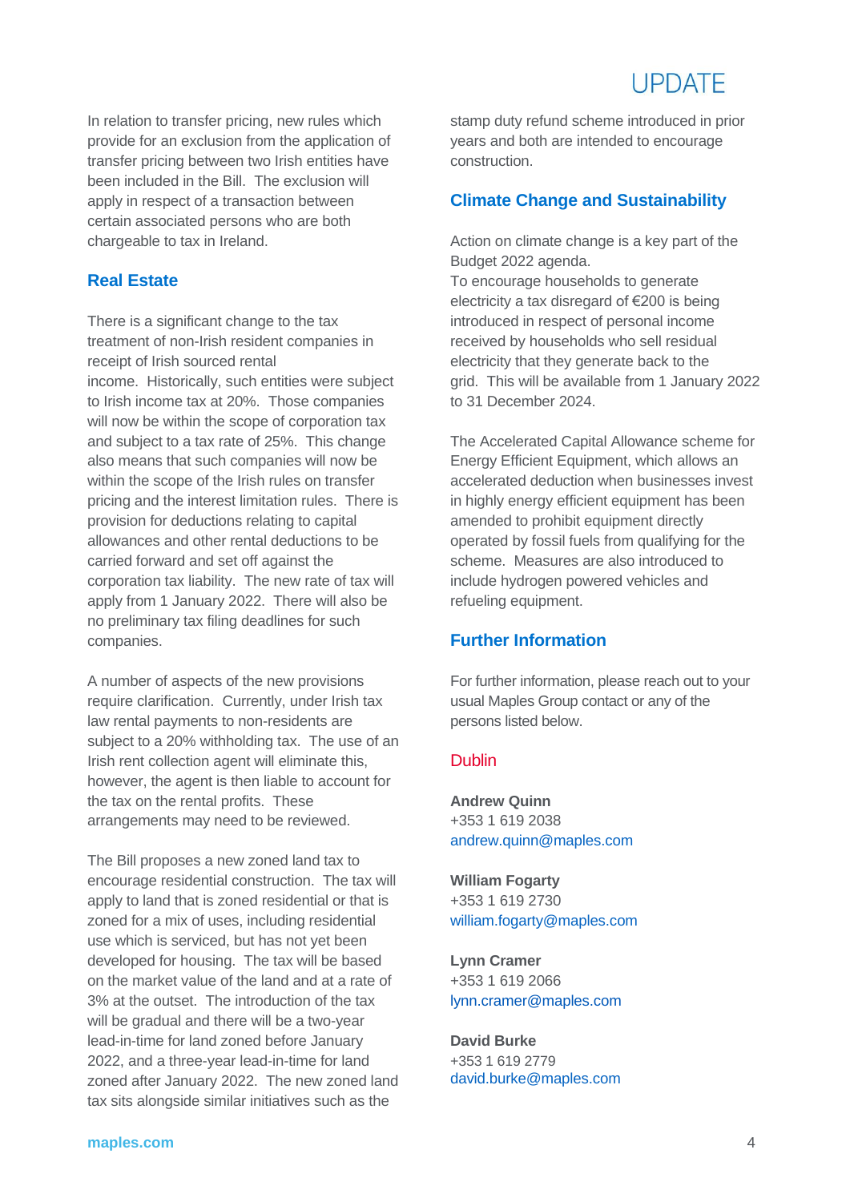In relation to transfer pricing, new rules which provide for an exclusion from the application of transfer pricing between two Irish entities have been included in the Bill. The exclusion will apply in respect of a transaction between certain associated persons who are both chargeable to tax in Ireland.

## Real Estate

There is a significant change to the tax treatment of non-Irish resident companies in receipt of Irish sourced rental income. Historically, such entities were subject to Irish income tax at 20%. Those companies will now be within the scope of corporation tax and subject to a tax rate of 25%. This change also means that such companies will now be within the scope of the Irish rules on transfer pricing and the interest limitation rules. There is provision for deductions relating to capital allowances and other rental deductions to be carried forward and set off against the corporation tax liability. The new rate of tax will apply from 1 January 2022. There will also be no preliminary tax filing deadlines for such companies.

A number of aspects of the new provisions require clarification. Currently, under Irish tax law rental payments to non-residents are subject to a 20% withholding tax. The use of an Irish rent collection agent will eliminate this, however, the agent is then liable to account for the tax on the rental profits. These arrangements may need to be reviewed.

The Bill proposes a new zoned land tax to encourage residential construction. The tax will apply to land that is zoned residential or that is zoned for a mix of uses, including residential use which is serviced, but has not yet been developed for housing. The tax will be based on the market value of the land and at a rate of 3% at the outset. The introduction of the tax will be gradual and there will be a two-year lead-in-time for land zoned before January 2022, and a three-year lead-in-time for land zoned after January 2022. The new zoned land tax sits alongside similar initiatives such as the stamp duty refund scheme introduced in prior years and both are intended to encourage construction.

## Climate Change and Sustainability

Action on climate change is a key part of the Budget 2022 agenda.
To encourage households to generate electricity a tax disregard of €200 is being introduced in respect of personal income received by households who sell residual electricity that they generate back to the grid. This will be available from 1 January 2022 to 31 December 2024.

The Accelerated Capital Allowance scheme for Energy Efficient Equipment, which allows an accelerated deduction when businesses invest in highly energy efficient equipment has been amended to prohibit equipment directly operated by fossil fuels from qualifying for the scheme. Measures are also introduced to include hydrogen powered vehicles and refueling equipment.

## Further Information

For further information, please reach out to your usual Maples Group contact or any of the persons listed below.

### Dublin

**Andrew Quinn**
+353 1 619 2038
andrew.quinn@maples.com

**William Fogarty**
+353 1 619 2730
william.fogarty@maples.com

**Lynn Cramer**
+353 1 619 2066
lynn.cramer@maples.com

**David Burke**
+353 1 619 2779
david.burke@maples.com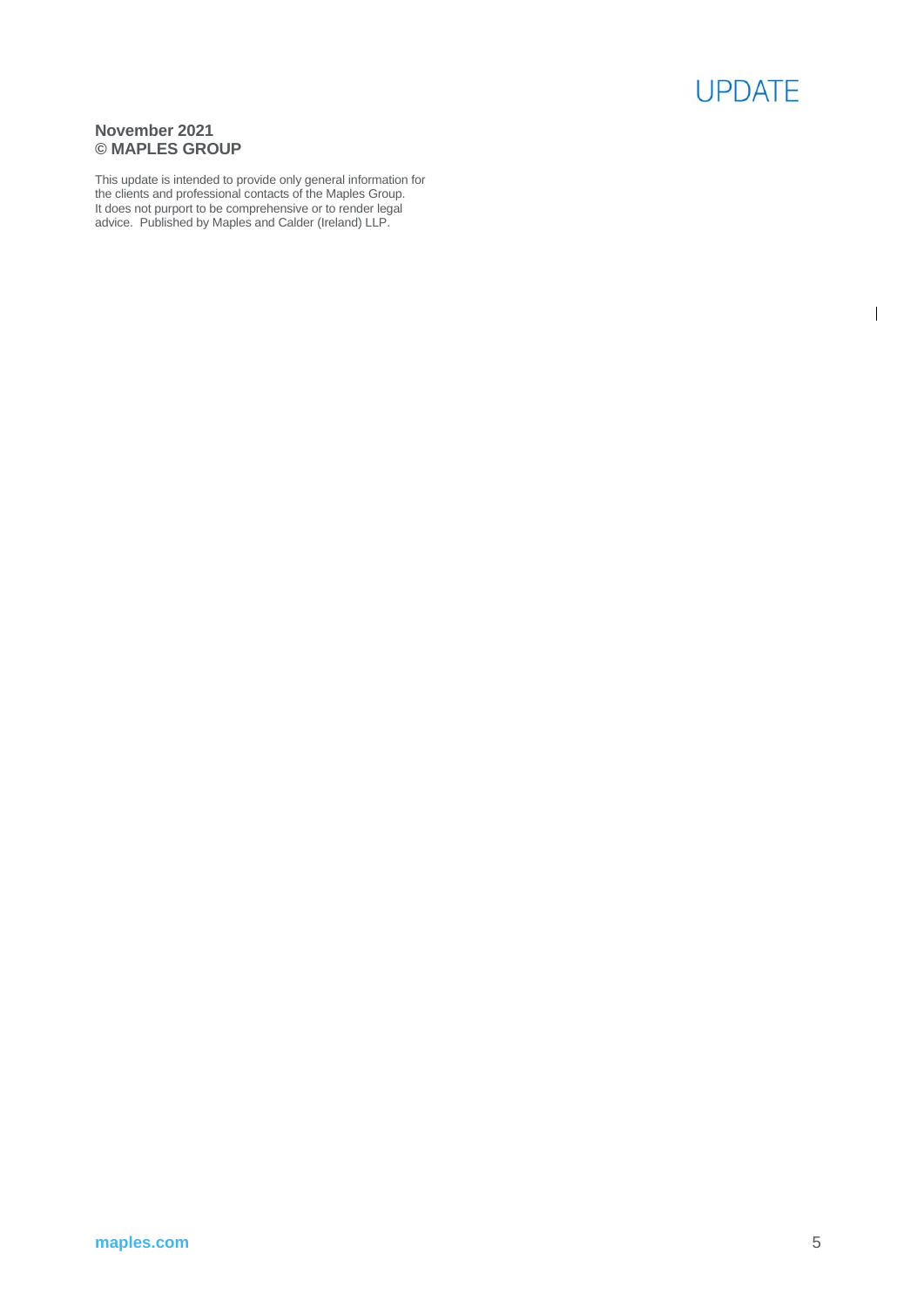**November 2021**
**© MAPLES GROUP**

This update is intended to provide only general information for the clients and professional contacts of the Maples Group. It does not purport to be comprehensive or to render legal advice. Published by Maples and Calder (Ireland) LLP.